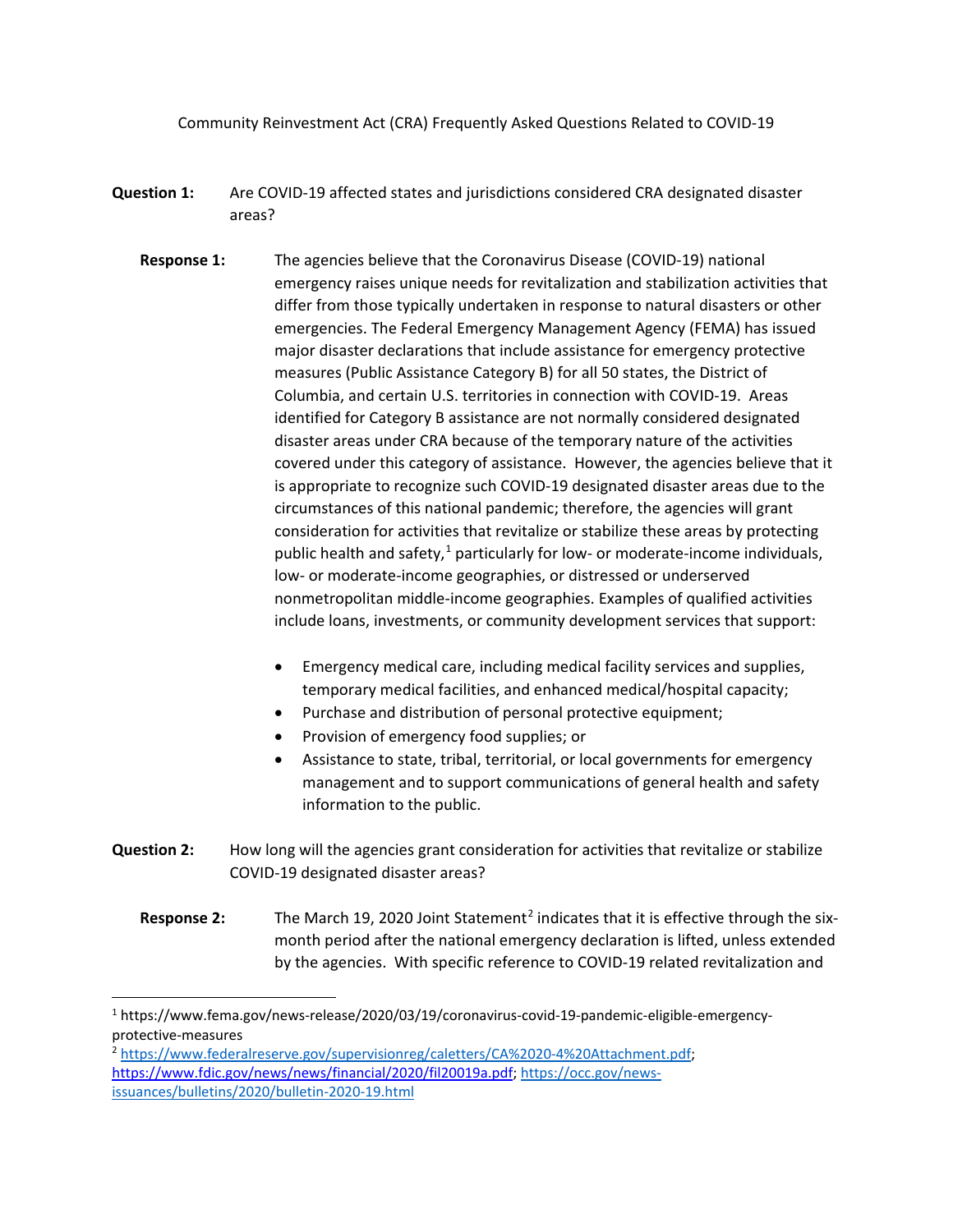Community Reinvestment Act (CRA) Frequently Asked Questions Related to COVID-19

**Question 1:** Are COVID-19 affected states and jurisdictions considered CRA designated disaster areas?

**Response 1:** The agencies believe that the Coronavirus Disease (COVID-19) national emergency raises unique needs for revitalization and stabilization activities that differ from those typically undertaken in response to natural disasters or other emergencies. The Federal Emergency Management Agency (FEMA) has issued major disaster declarations that include assistance for emergency protective measures (Public Assistance Category B) for all 50 states, the District of Columbia, and certain U.S. territories in connection with COVID-19. Areas identified for Category B assistance are not normally considered designated disaster areas under CRA because of the temporary nature of the activities covered under this category of assistance. However, the agencies believe that it is appropriate to recognize such COVID-19 designated disaster areas due to the circumstances of this national pandemic; therefore, the agencies will grant consideration for activities that revitalize or stabilize these areas by protecting public health and safety,[1] particularly for low- or moderate-income individuals, low- or moderate-income geographies, or distressed or underserved nonmetropolitan middle-income geographies. Examples of qualified activities include loans, investments, or community development services that support:

- Emergency medical care, including medical facility services and supplies, temporary medical facilities, and enhanced medical/hospital capacity;
- Purchase and distribution of personal protective equipment;
- Provision of emergency food supplies; or
- Assistance to state, tribal, territorial, or local governments for emergency management and to support communications of general health and safety information to the public.

**Question 2:** How long will the agencies grant consideration for activities that revitalize or stabilize COVID-19 designated disaster areas?

**Response 2:** The March 19, 2020 Joint Statement[2] indicates that it is effective through the six-month period after the national emergency declaration is lifted, unless extended by the agencies. With specific reference to COVID-19 related revitalization and

---

[1] https://www.fema.gov/news-release/2020/03/19/coronavirus-covid-19-pandemic-eligible-emergency-protective-measures

[2] https://www.federalreserve.gov/supervisionreg/caletters/CA%2020-4%20Attachment.pdf; https://www.fdic.gov/news/news/financial/2020/fil20019a.pdf; https://occ.gov/news-issuances/bulletins/2020/bulletin-2020-19.html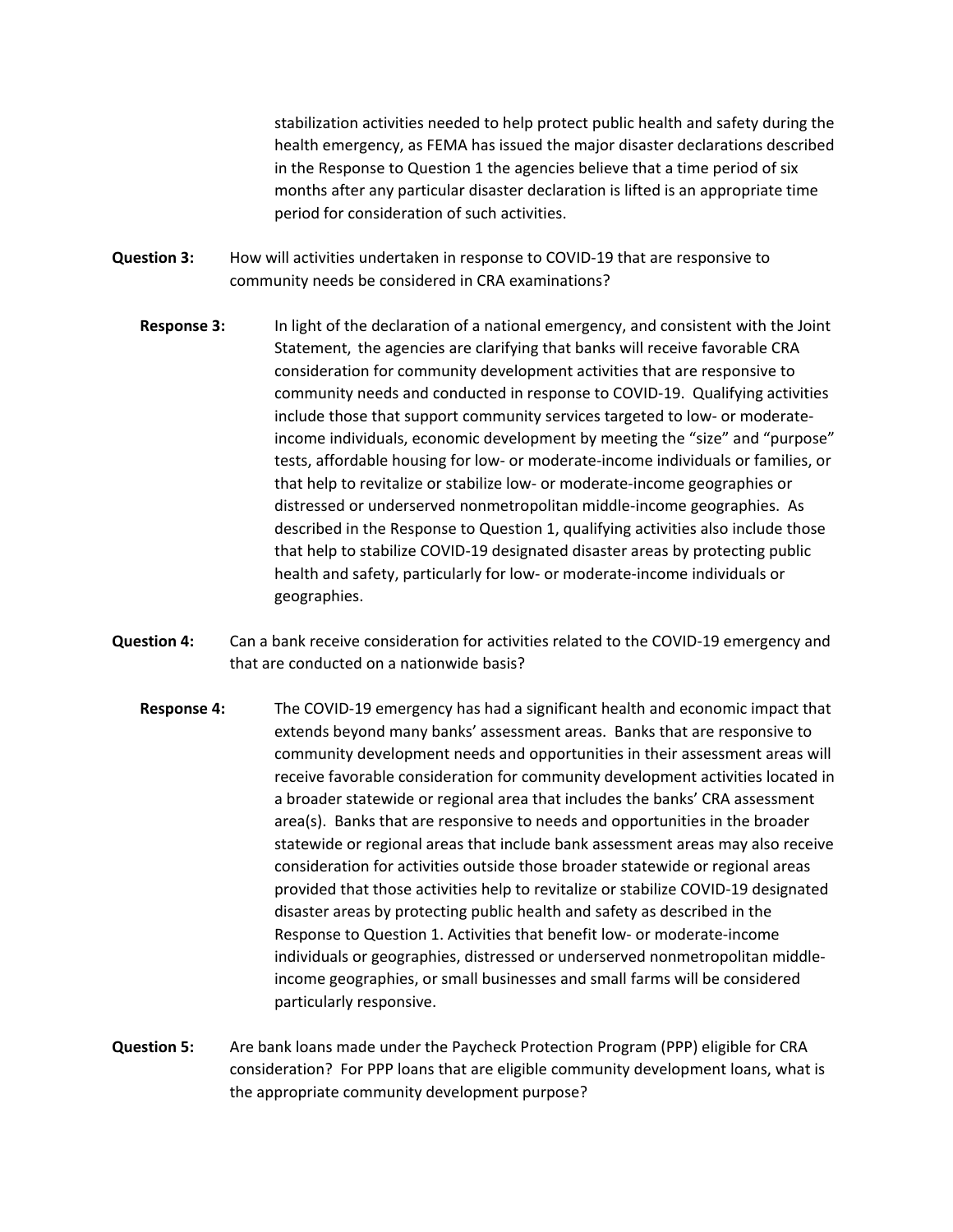stabilization activities needed to help protect public health and safety during the health emergency, as FEMA has issued the major disaster declarations described in the Response to Question 1 the agencies believe that a time period of six months after any particular disaster declaration is lifted is an appropriate time period for consideration of such activities.

**Question 3:** How will activities undertaken in response to COVID-19 that are responsive to community needs be considered in CRA examinations?

**Response 3:** In light of the declaration of a national emergency, and consistent with the Joint Statement, the agencies are clarifying that banks will receive favorable CRA consideration for community development activities that are responsive to community needs and conducted in response to COVID-19. Qualifying activities include those that support community services targeted to low- or moderate-income individuals, economic development by meeting the "size" and "purpose" tests, affordable housing for low- or moderate-income individuals or families, or that help to revitalize or stabilize low- or moderate-income geographies or distressed or underserved nonmetropolitan middle-income geographies. As described in the Response to Question 1, qualifying activities also include those that help to stabilize COVID-19 designated disaster areas by protecting public health and safety, particularly for low- or moderate-income individuals or geographies.

**Question 4:** Can a bank receive consideration for activities related to the COVID-19 emergency and that are conducted on a nationwide basis?

**Response 4:** The COVID-19 emergency has had a significant health and economic impact that extends beyond many banks' assessment areas. Banks that are responsive to community development needs and opportunities in their assessment areas will receive favorable consideration for community development activities located in a broader statewide or regional area that includes the banks' CRA assessment area(s). Banks that are responsive to needs and opportunities in the broader statewide or regional areas that include bank assessment areas may also receive consideration for activities outside those broader statewide or regional areas provided that those activities help to revitalize or stabilize COVID-19 designated disaster areas by protecting public health and safety as described in the Response to Question 1. Activities that benefit low- or moderate-income individuals or geographies, distressed or underserved nonmetropolitan middle-income geographies, or small businesses and small farms will be considered particularly responsive.

**Question 5:** Are bank loans made under the Paycheck Protection Program (PPP) eligible for CRA consideration? For PPP loans that are eligible community development loans, what is the appropriate community development purpose?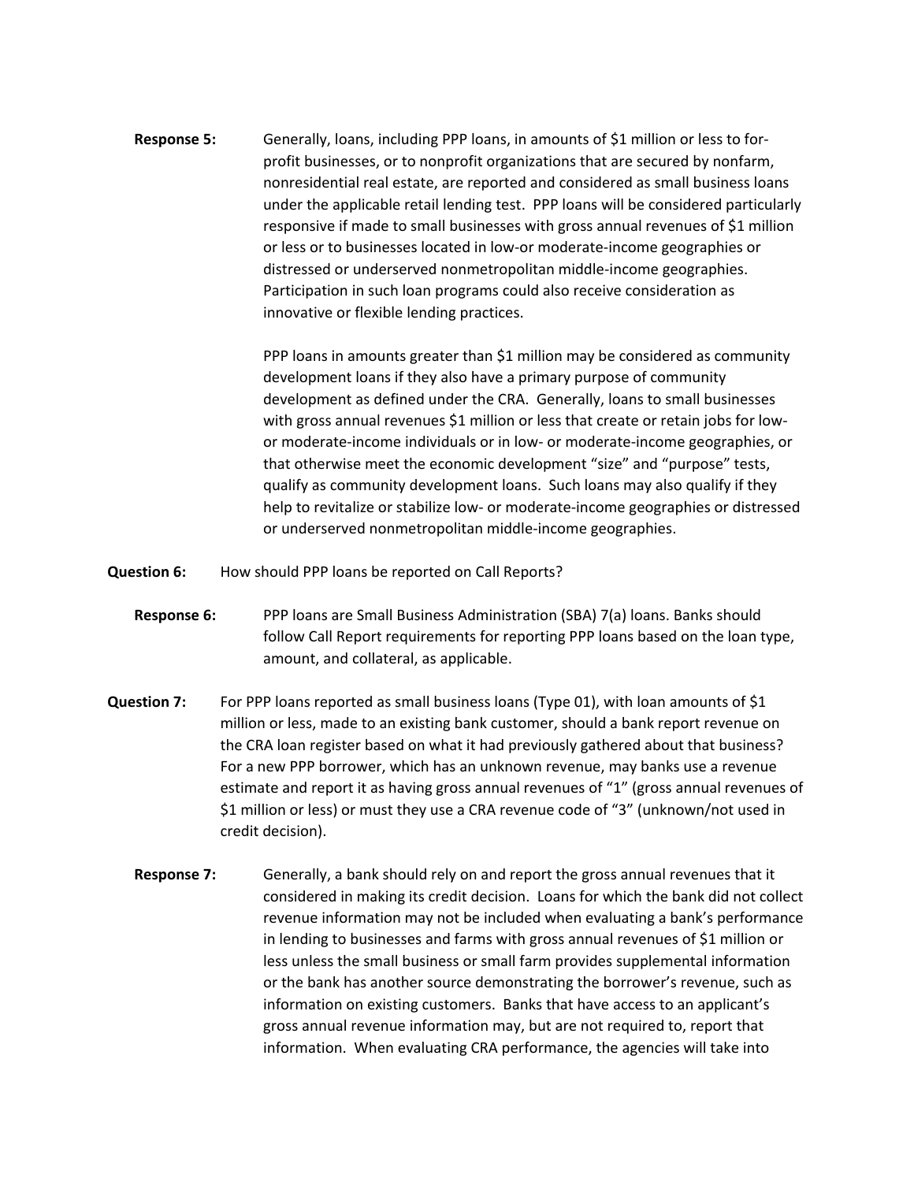**Response 5:** Generally, loans, including PPP loans, in amounts of $1 million or less to for-profit businesses, or to nonprofit organizations that are secured by nonfarm, nonresidential real estate, are reported and considered as small business loans under the applicable retail lending test. PPP loans will be considered particularly responsive if made to small businesses with gross annual revenues of $1 million or less or to businesses located in low-or moderate-income geographies or distressed or underserved nonmetropolitan middle-income geographies. Participation in such loan programs could also receive consideration as innovative or flexible lending practices.

PPP loans in amounts greater than $1 million may be considered as community development loans if they also have a primary purpose of community development as defined under the CRA. Generally, loans to small businesses with gross annual revenues $1 million or less that create or retain jobs for low- or moderate-income individuals or in low- or moderate-income geographies, or that otherwise meet the economic development "size" and "purpose" tests, qualify as community development loans. Such loans may also qualify if they help to revitalize or stabilize low- or moderate-income geographies or distressed or underserved nonmetropolitan middle-income geographies.

**Question 6:** How should PPP loans be reported on Call Reports?

**Response 6:** PPP loans are Small Business Administration (SBA) 7(a) loans. Banks should follow Call Report requirements for reporting PPP loans based on the loan type, amount, and collateral, as applicable.

**Question 7:** For PPP loans reported as small business loans (Type 01), with loan amounts of $1 million or less, made to an existing bank customer, should a bank report revenue on the CRA loan register based on what it had previously gathered about that business? For a new PPP borrower, which has an unknown revenue, may banks use a revenue estimate and report it as having gross annual revenues of "1" (gross annual revenues of $1 million or less) or must they use a CRA revenue code of "3" (unknown/not used in credit decision).

**Response 7:** Generally, a bank should rely on and report the gross annual revenues that it considered in making its credit decision. Loans for which the bank did not collect revenue information may not be included when evaluating a bank's performance in lending to businesses and farms with gross annual revenues of $1 million or less unless the small business or small farm provides supplemental information or the bank has another source demonstrating the borrower's revenue, such as information on existing customers. Banks that have access to an applicant's gross annual revenue information may, but are not required to, report that information. When evaluating CRA performance, the agencies will take into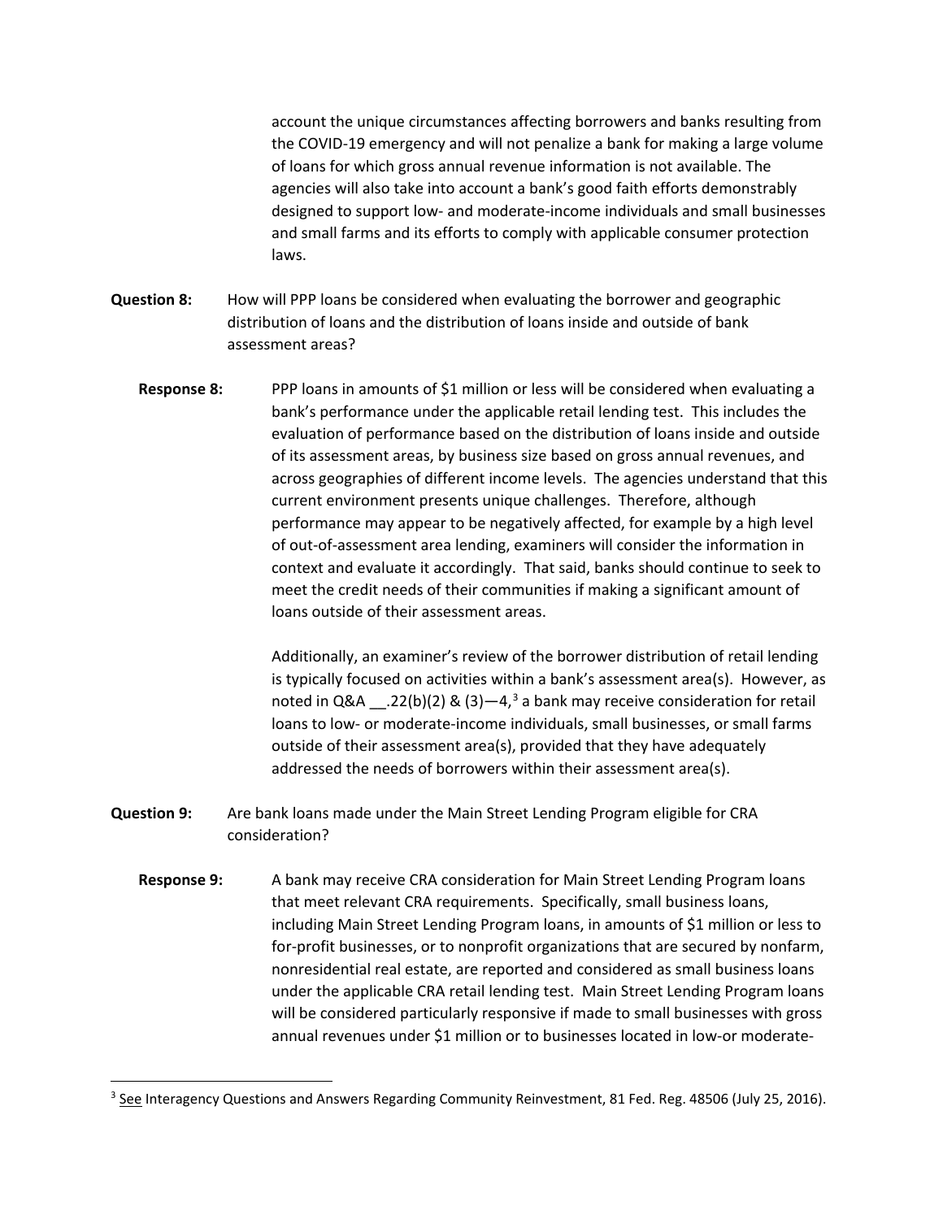account the unique circumstances affecting borrowers and banks resulting from the COVID-19 emergency and will not penalize a bank for making a large volume of loans for which gross annual revenue information is not available. The agencies will also take into account a bank's good faith efforts demonstrably designed to support low- and moderate-income individuals and small businesses and small farms and its efforts to comply with applicable consumer protection laws.

**Question 8:** How will PPP loans be considered when evaluating the borrower and geographic distribution of loans and the distribution of loans inside and outside of bank assessment areas?

**Response 8:** PPP loans in amounts of $1 million or less will be considered when evaluating a bank's performance under the applicable retail lending test. This includes the evaluation of performance based on the distribution of loans inside and outside of its assessment areas, by business size based on gross annual revenues, and across geographies of different income levels. The agencies understand that this current environment presents unique challenges. Therefore, although performance may appear to be negatively affected, for example by a high level of out-of-assessment area lending, examiners will consider the information in context and evaluate it accordingly. That said, banks should continue to seek to meet the credit needs of their communities if making a significant amount of loans outside of their assessment areas.

Additionally, an examiner's review of the borrower distribution of retail lending is typically focused on activities within a bank's assessment area(s). However, as noted in Q&A __.22(b)(2) & (3)—4,[3] a bank may receive consideration for retail loans to low- or moderate-income individuals, small businesses, or small farms outside of their assessment area(s), provided that they have adequately addressed the needs of borrowers within their assessment area(s).

**Question 9:** Are bank loans made under the Main Street Lending Program eligible for CRA consideration?

**Response 9:** A bank may receive CRA consideration for Main Street Lending Program loans that meet relevant CRA requirements. Specifically, small business loans, including Main Street Lending Program loans, in amounts of $1 million or less to for-profit businesses, or to nonprofit organizations that are secured by nonfarm, nonresidential real estate, are reported and considered as small business loans under the applicable CRA retail lending test. Main Street Lending Program loans will be considered particularly responsive if made to small businesses with gross annual revenues under $1 million or to businesses located in low-or moderate-

[3] See Interagency Questions and Answers Regarding Community Reinvestment, 81 Fed. Reg. 48506 (July 25, 2016).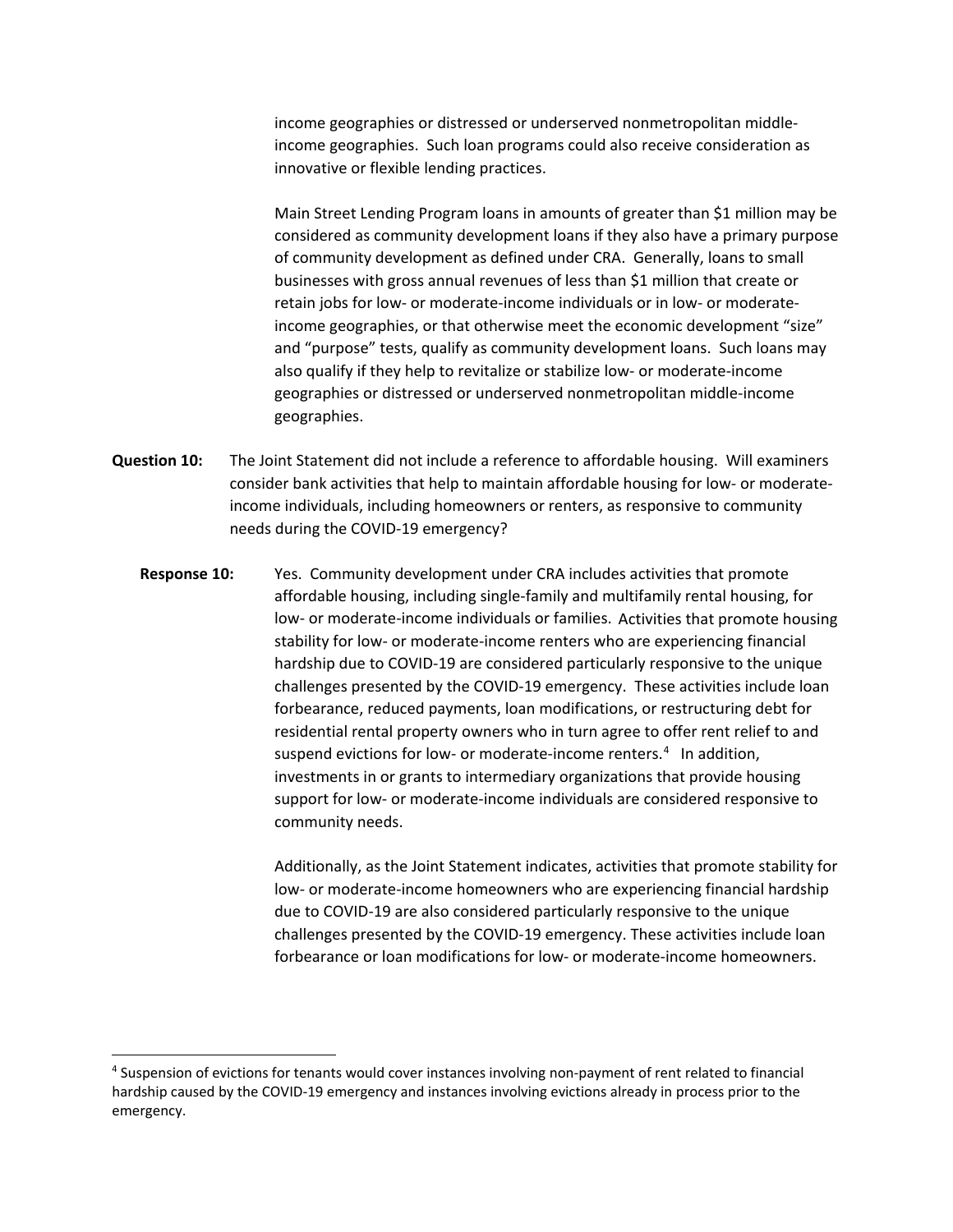income geographies or distressed or underserved nonmetropolitan middle-income geographies. Such loan programs could also receive consideration as innovative or flexible lending practices.

Main Street Lending Program loans in amounts of greater than $1 million may be considered as community development loans if they also have a primary purpose of community development as defined under CRA. Generally, loans to small businesses with gross annual revenues of less than $1 million that create or retain jobs for low- or moderate-income individuals or in low- or moderate-income geographies, or that otherwise meet the economic development "size" and "purpose" tests, qualify as community development loans. Such loans may also qualify if they help to revitalize or stabilize low- or moderate-income geographies or distressed or underserved nonmetropolitan middle-income geographies.

**Question 10:** The Joint Statement did not include a reference to affordable housing. Will examiners consider bank activities that help to maintain affordable housing for low- or moderate-income individuals, including homeowners or renters, as responsive to community needs during the COVID-19 emergency?

**Response 10:** Yes. Community development under CRA includes activities that promote affordable housing, including single-family and multifamily rental housing, for low- or moderate-income individuals or families. Activities that promote housing stability for low- or moderate-income renters who are experiencing financial hardship due to COVID-19 are considered particularly responsive to the unique challenges presented by the COVID-19 emergency. These activities include loan forbearance, reduced payments, loan modifications, or restructuring debt for residential rental property owners who in turn agree to offer rent relief to and suspend evictions for low- or moderate-income renters.[4] In addition, investments in or grants to intermediary organizations that provide housing support for low- or moderate-income individuals are considered responsive to community needs.

Additionally, as the Joint Statement indicates, activities that promote stability for low- or moderate-income homeowners who are experiencing financial hardship due to COVID-19 are also considered particularly responsive to the unique challenges presented by the COVID-19 emergency. These activities include loan forbearance or loan modifications for low- or moderate-income homeowners.

[4] Suspension of evictions for tenants would cover instances involving non-payment of rent related to financial hardship caused by the COVID-19 emergency and instances involving evictions already in process prior to the emergency.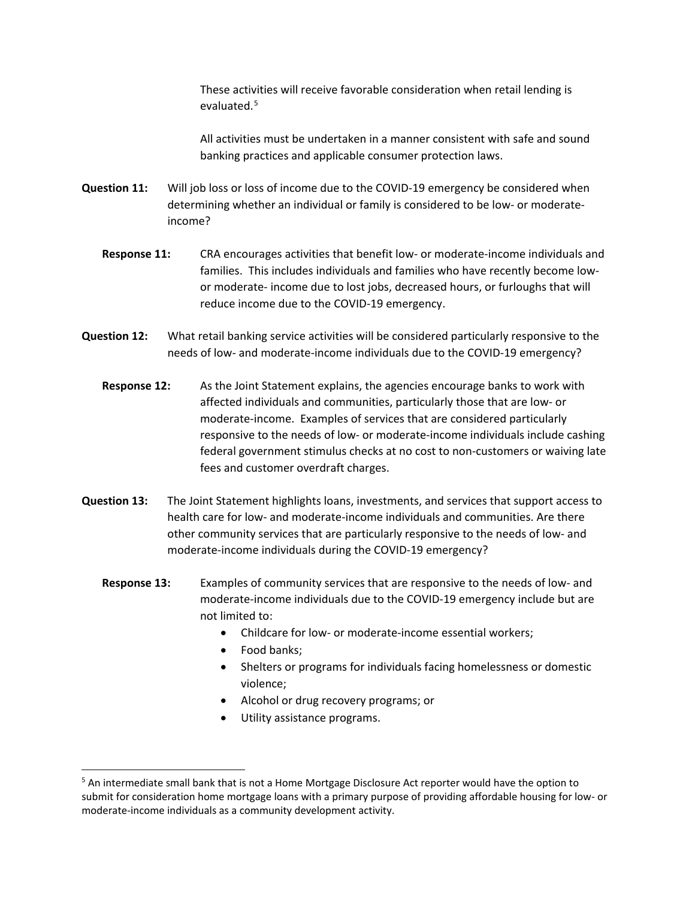These activities will receive favorable consideration when retail lending is evaluated.[5]

All activities must be undertaken in a manner consistent with safe and sound banking practices and applicable consumer protection laws.

**Question 11:** Will job loss or loss of income due to the COVID-19 emergency be considered when determining whether an individual or family is considered to be low- or moderate-income?

**Response 11:** CRA encourages activities that benefit low- or moderate-income individuals and families. This includes individuals and families who have recently become low- or moderate- income due to lost jobs, decreased hours, or furloughs that will reduce income due to the COVID-19 emergency.

**Question 12:** What retail banking service activities will be considered particularly responsive to the needs of low- and moderate-income individuals due to the COVID-19 emergency?

**Response 12:** As the Joint Statement explains, the agencies encourage banks to work with affected individuals and communities, particularly those that are low- or moderate-income. Examples of services that are considered particularly responsive to the needs of low- or moderate-income individuals include cashing federal government stimulus checks at no cost to non-customers or waiving late fees and customer overdraft charges.

**Question 13:** The Joint Statement highlights loans, investments, and services that support access to health care for low- and moderate-income individuals and communities. Are there other community services that are particularly responsive to the needs of low- and moderate-income individuals during the COVID-19 emergency?

**Response 13:** Examples of community services that are responsive to the needs of low- and moderate-income individuals due to the COVID-19 emergency include but are not limited to:

- Childcare for low- or moderate-income essential workers;
- Food banks;
- Shelters or programs for individuals facing homelessness or domestic violence;
- Alcohol or drug recovery programs; or
- Utility assistance programs.

[5] An intermediate small bank that is not a Home Mortgage Disclosure Act reporter would have the option to submit for consideration home mortgage loans with a primary purpose of providing affordable housing for low- or moderate-income individuals as a community development activity.